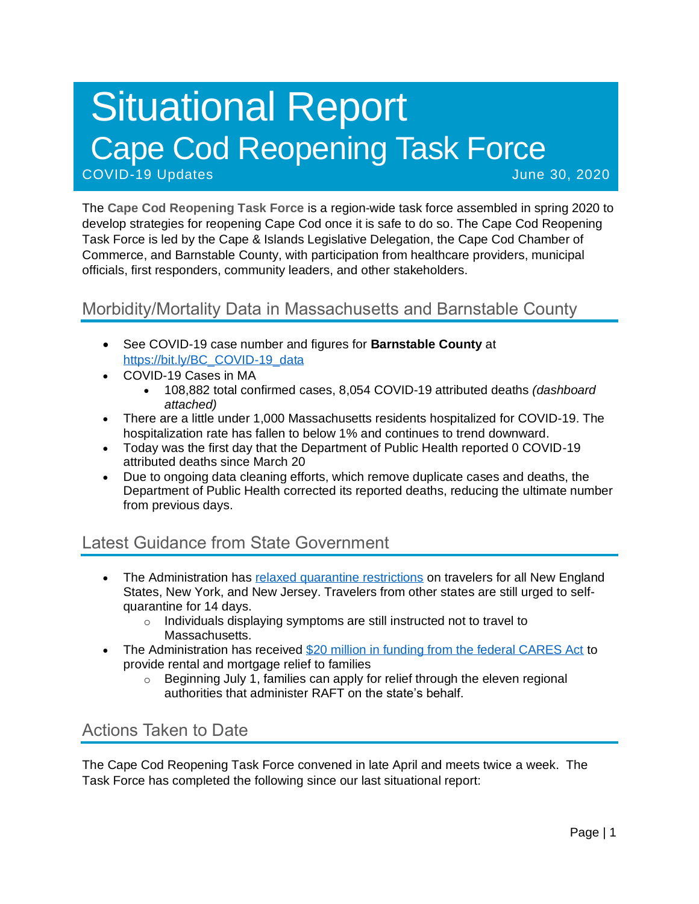# Situational Report
# Cape Cod Reopening Task Force

COVID-19 Updates June 30, 2020

The **Cape Cod Reopening Task Force** is a region-wide task force assembled in spring 2020 to develop strategies for reopening Cape Cod once it is safe to do so. The Cape Cod Reopening Task Force is led by the Cape & Islands Legislative Delegation, the Cape Cod Chamber of Commerce, and Barnstable County, with participation from healthcare providers, municipal officials, first responders, community leaders, and other stakeholders.

## Morbidity/Mortality Data in Massachusetts and Barnstable County

- See COVID-19 case number and figures for **Barnstable County** at [https://bit.ly/BC_COVID-19_data](https://bit.ly/BC_COVID-19_data)
- COVID-19 Cases in MA
  - 108,882 total confirmed cases, 8,054 COVID-19 attributed deaths *(dashboard attached)*
- There are a little under 1,000 Massachusetts residents hospitalized for COVID-19. The hospitalization rate has fallen to below 1% and continues to trend downward.
- Today was the first day that the Department of Public Health reported 0 COVID-19 attributed deaths since March 20
- Due to ongoing data cleaning efforts, which remove duplicate cases and deaths, the Department of Public Health corrected its reported deaths, reducing the ultimate number from previous days.

## Latest Guidance from State Government

- The Administration has relaxed quarantine restrictions on travelers for all New England States, New York, and New Jersey. Travelers from other states are still urged to self-quarantine for 14 days.
  - Individuals displaying symptoms are still instructed not to travel to Massachusetts.
- The Administration has received $20 million in funding from the federal CARES Act to provide rental and mortgage relief to families
  - Beginning July 1, families can apply for relief through the eleven regional authorities that administer RAFT on the state's behalf.

## Actions Taken to Date

The Cape Cod Reopening Task Force convened in late April and meets twice a week. The Task Force has completed the following since our last situational report: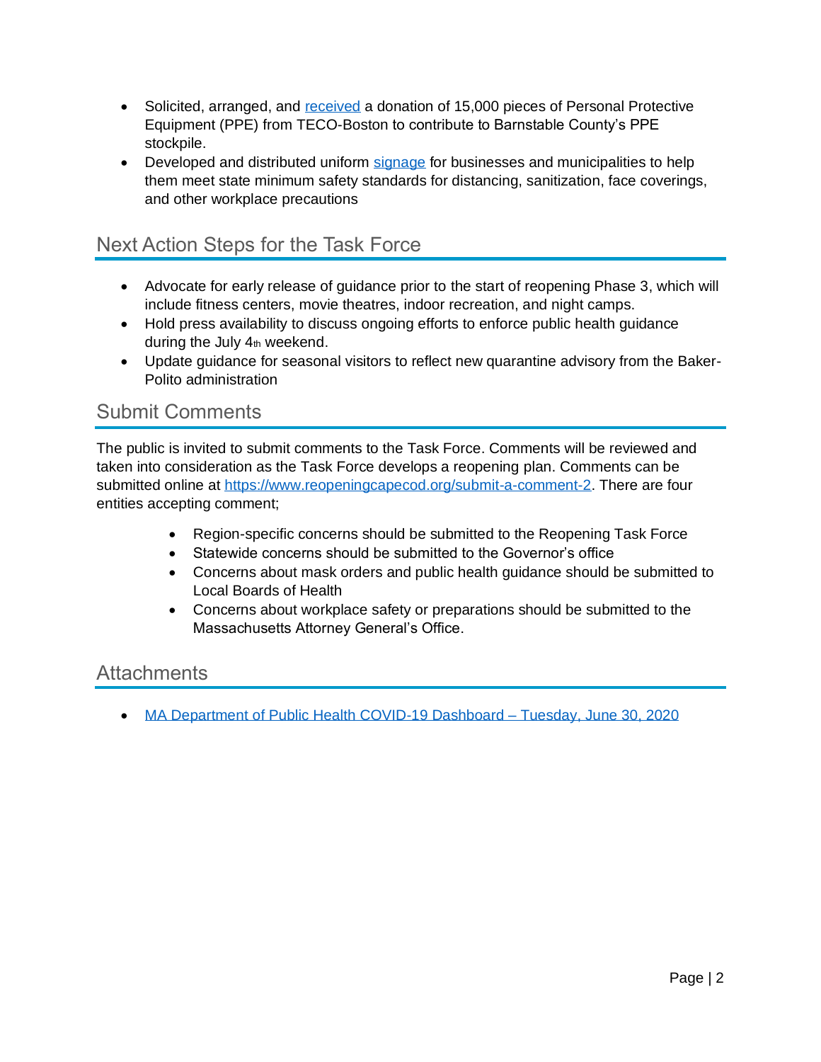- Solicited, arranged, and received a donation of 15,000 pieces of Personal Protective Equipment (PPE) from TECO-Boston to contribute to Barnstable County's PPE stockpile.
- Developed and distributed uniform signage for businesses and municipalities to help them meet state minimum safety standards for distancing, sanitization, face coverings, and other workplace precautions

## Next Action Steps for the Task Force

- Advocate for early release of guidance prior to the start of reopening Phase 3, which will include fitness centers, movie theatres, indoor recreation, and night camps.
- Hold press availability to discuss ongoing efforts to enforce public health guidance during the July 4th weekend.
- Update guidance for seasonal visitors to reflect new quarantine advisory from the Baker-Polito administration

## Submit Comments

The public is invited to submit comments to the Task Force. Comments will be reviewed and taken into consideration as the Task Force develops a reopening plan. Comments can be submitted online at https://www.reopeningcapecod.org/submit-a-comment-2. There are four entities accepting comment;

- Region-specific concerns should be submitted to the Reopening Task Force
- Statewide concerns should be submitted to the Governor's office
- Concerns about mask orders and public health guidance should be submitted to Local Boards of Health
- Concerns about workplace safety or preparations should be submitted to the Massachusetts Attorney General's Office.

## Attachments

- MA Department of Public Health COVID-19 Dashboard – Tuesday, June 30, 2020